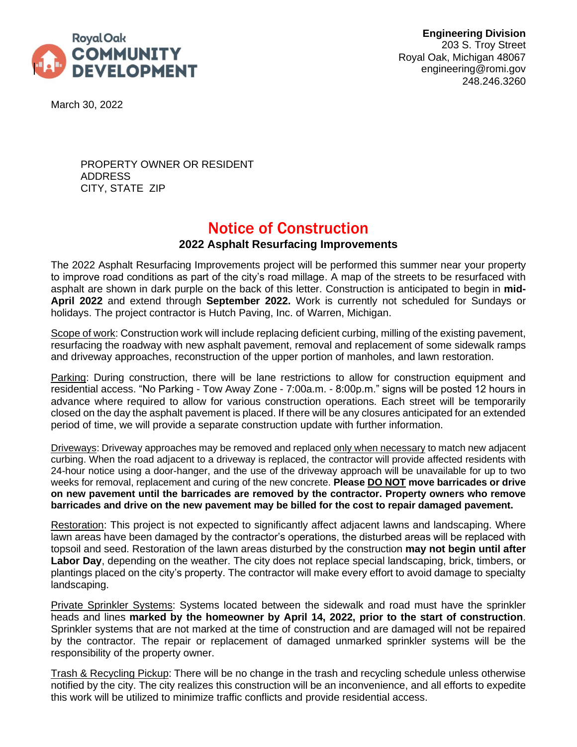Royal Oak COMMUNITY DEVELOPMENT

**Engineering Division**
203 S. Troy Street
Royal Oak, Michigan 48067
engineering@romi.gov
248.246.3260

March 30, 2022

PROPERTY OWNER OR RESIDENT
ADDRESS
CITY, STATE ZIP

# Notice of Construction

## 2022 Asphalt Resurfacing Improvements

The 2022 Asphalt Resurfacing Improvements project will be performed this summer near your property to improve road conditions as part of the city's road millage. A map of the streets to be resurfaced with asphalt are shown in dark purple on the back of this letter. Construction is anticipated to begin in **mid-April 2022** and extend through **September 2022.** Work is currently not scheduled for Sundays or holidays. The project contractor is Hutch Paving, Inc. of Warren, Michigan.

Scope of work: Construction work will include replacing deficient curbing, milling of the existing pavement, resurfacing the roadway with new asphalt pavement, removal and replacement of some sidewalk ramps and driveway approaches, reconstruction of the upper portion of manholes, and lawn restoration.

Parking: During construction, there will be lane restrictions to allow for construction equipment and residential access. "No Parking - Tow Away Zone - 7:00a.m. - 8:00p.m." signs will be posted 12 hours in advance where required to allow for various construction operations. Each street will be temporarily closed on the day the asphalt pavement is placed. If there will be any closures anticipated for an extended period of time, we will provide a separate construction update with further information.

Driveways: Driveway approaches may be removed and replaced only when necessary to match new adjacent curbing. When the road adjacent to a driveway is replaced, the contractor will provide affected residents with 24-hour notice using a door-hanger, and the use of the driveway approach will be unavailable for up to two weeks for removal, replacement and curing of the new concrete. **Please DO NOT move barricades or drive on new pavement until the barricades are removed by the contractor. Property owners who remove barricades and drive on the new pavement may be billed for the cost to repair damaged pavement.**

Restoration: This project is not expected to significantly affect adjacent lawns and landscaping. Where lawn areas have been damaged by the contractor's operations, the disturbed areas will be replaced with topsoil and seed. Restoration of the lawn areas disturbed by the construction **may not begin until after Labor Day**, depending on the weather. The city does not replace special landscaping, brick, timbers, or plantings placed on the city's property. The contractor will make every effort to avoid damage to specialty landscaping.

Private Sprinkler Systems: Systems located between the sidewalk and road must have the sprinkler heads and lines **marked by the homeowner by April 14, 2022, prior to the start of construction**. Sprinkler systems that are not marked at the time of construction and are damaged will not be repaired by the contractor. The repair or replacement of damaged unmarked sprinkler systems will be the responsibility of the property owner.

Trash & Recycling Pickup: There will be no change in the trash and recycling schedule unless otherwise notified by the city. The city realizes this construction will be an inconvenience, and all efforts to expedite this work will be utilized to minimize traffic conflicts and provide residential access.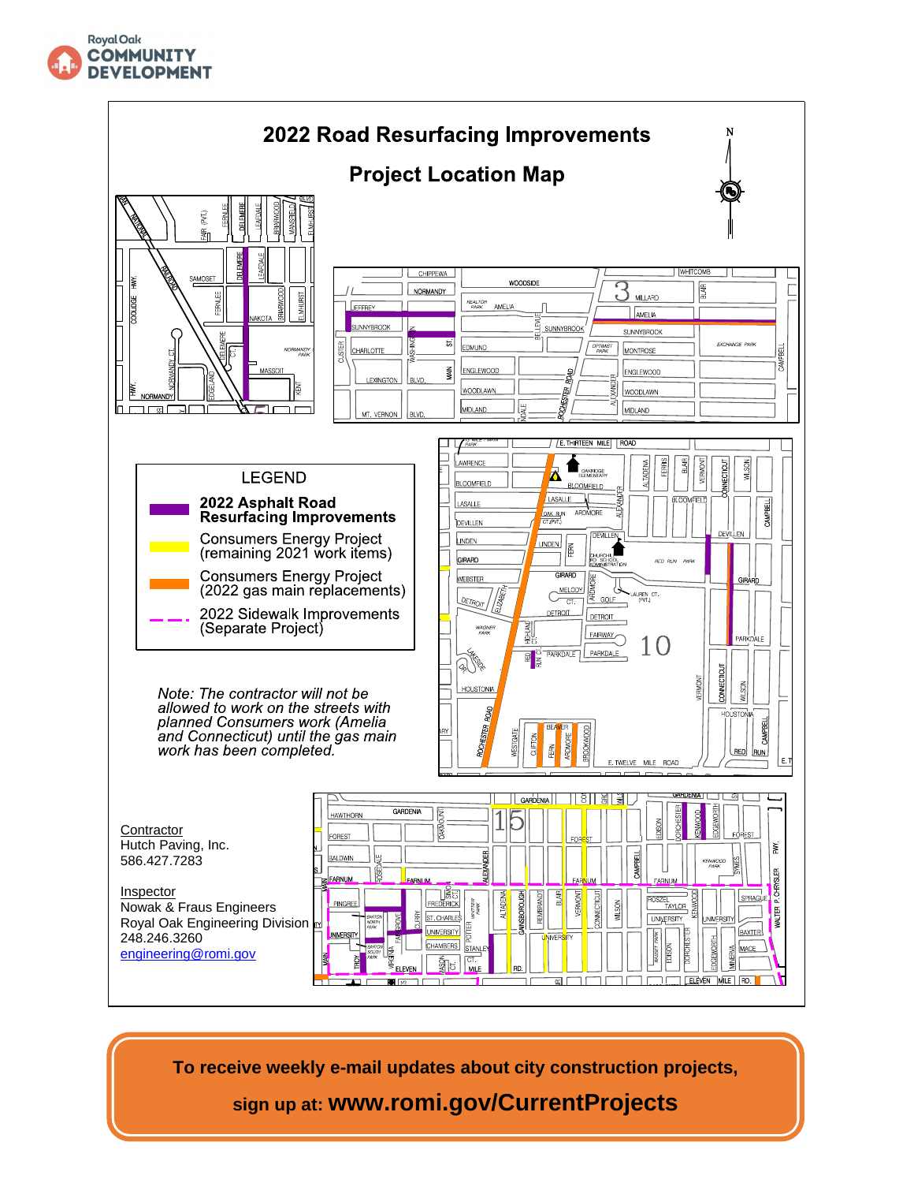Royal Oak COMMUNITY DEVELOPMENT

# 2022 Road Resurfacing Improvements

## Project Location Map

**LEGEND**

- 2022 Asphalt Road Resurfacing Improvements
- Consumers Energy Project (remaining 2021 work items)
- Consumers Energy Project (2022 gas main replacements)
- 2022 Sidewalk Improvements (Separate Project)

*Note: The contractor will not be allowed to work on the streets with planned Consumers work (Amelia and Connecticut) until the gas main work has been completed.*

Contractor
Hutch Paving, Inc.
586.427.7283

Inspector
Nowak & Fraus Engineers
Royal Oak Engineering Division
248.246.3260
engineering@romi.gov

**To receive weekly e-mail updates about city construction projects, sign up at: www.romi.gov/CurrentProjects**